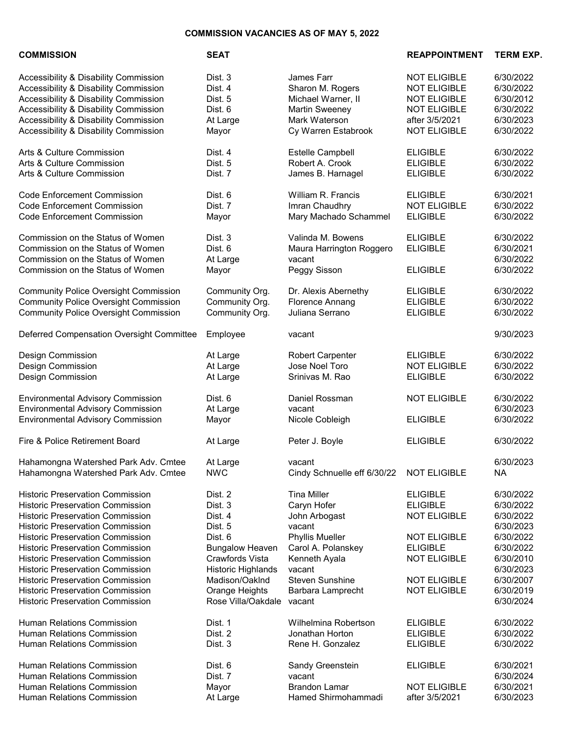**COMMISSION VACANCIES AS OF MAY 5, 2022**

| COMMISSION | SEAT | | REAPPOINTMENT | TERM EXP. |
|---|---|---|---|---|
| Accessibility & Disability Commission | Dist. 3 | James Farr | NOT ELIGIBLE | 6/30/2022 |
| Accessibility & Disability Commission | Dist. 4 | Sharon M. Rogers | NOT ELIGIBLE | 6/30/2022 |
| Accessibility & Disability Commission | Dist. 5 | Michael Warner, II | NOT ELIGIBLE | 6/30/2012 |
| Accessibility & Disability Commission | Dist. 6 | Martin Sweeney | NOT ELIGIBLE | 6/30/2022 |
| Accessibility & Disability Commission | At Large | Mark Waterson | after 3/5/2021 | 6/30/2023 |
| Accessibility & Disability Commission | Mayor | Cy Warren Estabrook | NOT ELIGIBLE | 6/30/2022 |
| Arts & Culture Commission | Dist. 4 | Estelle Campbell | ELIGIBLE | 6/30/2022 |
| Arts & Culture Commission | Dist. 5 | Robert A. Crook | ELIGIBLE | 6/30/2022 |
| Arts & Culture Commission | Dist. 7 | James B. Harnagel | ELIGIBLE | 6/30/2022 |
| Code Enforcement Commission | Dist. 6 | William R. Francis | ELIGIBLE | 6/30/2021 |
| Code Enforcement Commission | Dist. 7 | Imran Chaudhry | NOT ELIGIBLE | 6/30/2022 |
| Code Enforcement Commission | Mayor | Mary Machado Schammel | ELIGIBLE | 6/30/2022 |
| Commission on the Status of Women | Dist. 3 | Valinda M. Bowens | ELIGIBLE | 6/30/2022 |
| Commission on the Status of Women | Dist. 6 | Maura Harrington Roggero | ELIGIBLE | 6/30/2021 |
| Commission on the Status of Women | At Large | vacant | | 6/30/2022 |
| Commission on the Status of Women | Mayor | Peggy Sisson | ELIGIBLE | 6/30/2022 |
| Community Police Oversight Commission | Community Org. | Dr. Alexis Abernethy | ELIGIBLE | 6/30/2022 |
| Community Police Oversight Commission | Community Org. | Florence Annang | ELIGIBLE | 6/30/2022 |
| Community Police Oversight Commission | Community Org. | Juliana Serrano | ELIGIBLE | 6/30/2022 |
| Deferred Compensation Oversight Committee | Employee | vacant | | 9/30/2023 |
| Design Commission | At Large | Robert Carpenter | ELIGIBLE | 6/30/2022 |
| Design Commission | At Large | Jose Noel Toro | NOT ELIGIBLE | 6/30/2022 |
| Design Commission | At Large | Srinivas M. Rao | ELIGIBLE | 6/30/2022 |
| Environmental Advisory Commission | Dist. 6 | Daniel Rossman | NOT ELIGIBLE | 6/30/2022 |
| Environmental Advisory Commission | At Large | vacant | | 6/30/2023 |
| Environmental Advisory Commission | Mayor | Nicole Cobleigh | ELIGIBLE | 6/30/2022 |
| Fire & Police Retirement Board | At Large | Peter J. Boyle | ELIGIBLE | 6/30/2022 |
| Hahamongna Watershed Park Adv. Cmtee | At Large | vacant | | 6/30/2023 |
| Hahamongna Watershed Park Adv. Cmtee | NWC | Cindy Schnuelle eff 6/30/22 | NOT ELIGIBLE | NA |
| Historic Preservation Commission | Dist. 2 | Tina Miller | ELIGIBLE | 6/30/2022 |
| Historic Preservation Commission | Dist. 3 | Caryn Hofer | ELIGIBLE | 6/30/2022 |
| Historic Preservation Commission | Dist. 4 | John Arbogast | NOT ELIGIBLE | 6/30/2022 |
| Historic Preservation Commission | Dist. 5 | vacant | | 6/30/2023 |
| Historic Preservation Commission | Dist. 6 | Phyllis Mueller | NOT ELIGIBLE | 6/30/2022 |
| Historic Preservation Commission | Bungalow Heaven | Carol A. Polanskey | ELIGIBLE | 6/30/2022 |
| Historic Preservation Commission | Crawfords Vista | Kenneth Ayala | NOT ELIGIBLE | 6/30/2010 |
| Historic Preservation Commission | Historic Highlands | vacant | | 6/30/2023 |
| Historic Preservation Commission | Madison/Oaklnd | Steven Sunshine | NOT ELIGIBLE | 6/30/2007 |
| Historic Preservation Commission | Orange Heights | Barbara Lamprecht | NOT ELIGIBLE | 6/30/2019 |
| Historic Preservation Commission | Rose Villa/Oakdale | vacant | | 6/30/2024 |
| Human Relations Commission | Dist. 1 | Wilhelmina Robertson | ELIGIBLE | 6/30/2022 |
| Human Relations Commission | Dist. 2 | Jonathan Horton | ELIGIBLE | 6/30/2022 |
| Human Relations Commission | Dist. 3 | Rene H. Gonzalez | ELIGIBLE | 6/30/2022 |
| Human Relations Commission | Dist. 6 | Sandy Greenstein | ELIGIBLE | 6/30/2021 |
| Human Relations Commission | Dist. 7 | vacant | | 6/30/2024 |
| Human Relations Commission | Mayor | Brandon Lamar | NOT ELIGIBLE | 6/30/2021 |
| Human Relations Commission | At Large | Hamed Shirmohammadi | after 3/5/2021 | 6/30/2023 |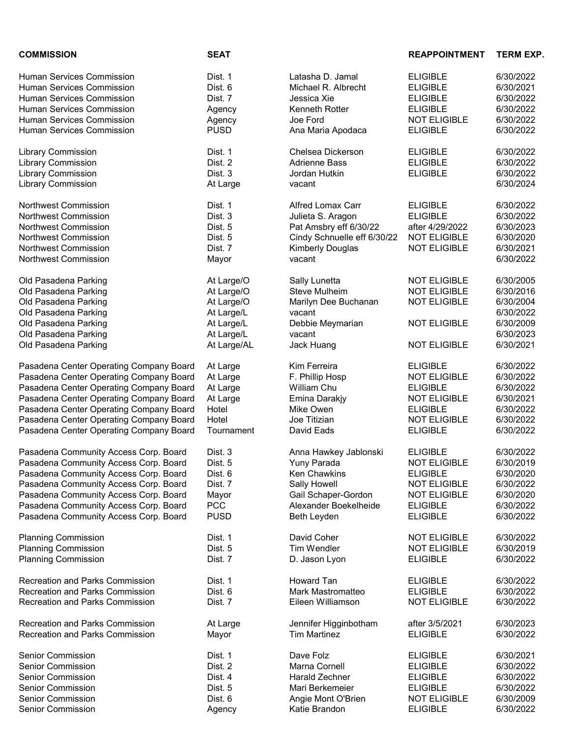| COMMISSION | SEAT | | REAPPOINTMENT | TERM EXP. |
|---|---|---|---|---|
| Human Services Commission | Dist. 1 | Latasha D. Jamal | ELIGIBLE | 6/30/2022 |
| Human Services Commission | Dist. 6 | Michael R. Albrecht | ELIGIBLE | 6/30/2021 |
| Human Services Commission | Dist. 7 | Jessica Xie | ELIGIBLE | 6/30/2022 |
| Human Services Commission | Agency | Kenneth Rotter | ELIGIBLE | 6/30/2022 |
| Human Services Commission | Agency | Joe Ford | NOT ELIGIBLE | 6/30/2022 |
| Human Services Commission | PUSD | Ana Maria Apodaca | ELIGIBLE | 6/30/2022 |
| | | | | |
| Library Commission | Dist. 1 | Chelsea Dickerson | ELIGIBLE | 6/30/2022 |
| Library Commission | Dist. 2 | Adrienne Bass | ELIGIBLE | 6/30/2022 |
| Library Commission | Dist. 3 | Jordan Hutkin | ELIGIBLE | 6/30/2022 |
| Library Commission | At Large | vacant | | 6/30/2024 |
| | | | | |
| Northwest Commission | Dist. 1 | Alfred Lomax Carr | ELIGIBLE | 6/30/2022 |
| Northwest Commission | Dist. 3 | Julieta S. Aragon | ELIGIBLE | 6/30/2022 |
| Northwest Commission | Dist. 5 | Pat Amsbry eff 6/30/22 | after 4/29/2022 | 6/30/2023 |
| Northwest Commission | Dist. 5 | Cindy Schnuelle eff 6/30/22 | NOT ELIGIBLE | 6/30/2020 |
| Northwest Commission | Dist. 7 | Kimberly Douglas | NOT ELIGIBLE | 6/30/2021 |
| Northwest Commission | Mayor | vacant | | 6/30/2022 |
| | | | | |
| Old Pasadena Parking | At Large/O | Sally Lunetta | NOT ELIGIBLE | 6/30/2005 |
| Old Pasadena Parking | At Large/O | Steve Mulheim | NOT ELIGIBLE | 6/30/2016 |
| Old Pasadena Parking | At Large/O | Marilyn Dee Buchanan | NOT ELIGIBLE | 6/30/2004 |
| Old Pasadena Parking | At Large/L | vacant | | 6/30/2022 |
| Old Pasadena Parking | At Large/L | Debbie Meymarian | NOT ELIGIBLE | 6/30/2009 |
| Old Pasadena Parking | At Large/L | vacant | | 6/30/2023 |
| Old Pasadena Parking | At Large/AL | Jack Huang | NOT ELIGIBLE | 6/30/2021 |
| | | | | |
| Pasadena Center Operating Company Board | At Large | Kim Ferreira | ELIGIBLE | 6/30/2022 |
| Pasadena Center Operating Company Board | At Large | F. Phillip Hosp | NOT ELIGIBLE | 6/30/2022 |
| Pasadena Center Operating Company Board | At Large | William Chu | ELIGIBLE | 6/30/2022 |
| Pasadena Center Operating Company Board | At Large | Emina Darakjy | NOT ELIGIBLE | 6/30/2021 |
| Pasadena Center Operating Company Board | Hotel | Mike Owen | ELIGIBLE | 6/30/2022 |
| Pasadena Center Operating Company Board | Hotel | Joe Titizian | NOT ELIGIBLE | 6/30/2022 |
| Pasadena Center Operating Company Board | Tournament | David Eads | ELIGIBLE | 6/30/2022 |
| | | | | |
| Pasadena Community Access Corp. Board | Dist. 3 | Anna Hawkey Jablonski | ELIGIBLE | 6/30/2022 |
| Pasadena Community Access Corp. Board | Dist. 5 | Yuny Parada | NOT ELIGIBLE | 6/30/2019 |
| Pasadena Community Access Corp. Board | Dist. 6 | Ken Chawkins | ELIGIBLE | 6/30/2020 |
| Pasadena Community Access Corp. Board | Dist. 7 | Sally Howell | NOT ELIGIBLE | 6/30/2022 |
| Pasadena Community Access Corp. Board | Mayor | Gail Schaper-Gordon | NOT ELIGIBLE | 6/30/2020 |
| Pasadena Community Access Corp. Board | PCC | Alexander Boekelheide | ELIGIBLE | 6/30/2022 |
| Pasadena Community Access Corp. Board | PUSD | Beth Leyden | ELIGIBLE | 6/30/2022 |
| | | | | |
| Planning Commission | Dist. 1 | David Coher | NOT ELIGIBLE | 6/30/2022 |
| Planning Commission | Dist. 5 | Tim Wendler | NOT ELIGIBLE | 6/30/2019 |
| Planning Commission | Dist. 7 | D. Jason Lyon | ELIGIBLE | 6/30/2022 |
| | | | | |
| Recreation and Parks Commission | Dist. 1 | Howard Tan | ELIGIBLE | 6/30/2022 |
| Recreation and Parks Commission | Dist. 6 | Mark Mastromatteo | ELIGIBLE | 6/30/2022 |
| Recreation and Parks Commission | Dist. 7 | Eileen Williamson | NOT ELIGIBLE | 6/30/2022 |
| | | | | |
| Recreation and Parks Commission | At Large | Jennifer Higginbotham | after 3/5/2021 | 6/30/2023 |
| Recreation and Parks Commission | Mayor | Tim Martinez | ELIGIBLE | 6/30/2022 |
| | | | | |
| Senior Commission | Dist. 1 | Dave Folz | ELIGIBLE | 6/30/2021 |
| Senior Commission | Dist. 2 | Marna Cornell | ELIGIBLE | 6/30/2022 |
| Senior Commission | Dist. 4 | Harald Zechner | ELIGIBLE | 6/30/2022 |
| Senior Commission | Dist. 5 | Mari Berkemeier | ELIGIBLE | 6/30/2022 |
| Senior Commission | Dist. 6 | Angie Mont O'Brien | NOT ELIGIBLE | 6/30/2009 |
| Senior Commission | Agency | Katie Brandon | ELIGIBLE | 6/30/2022 |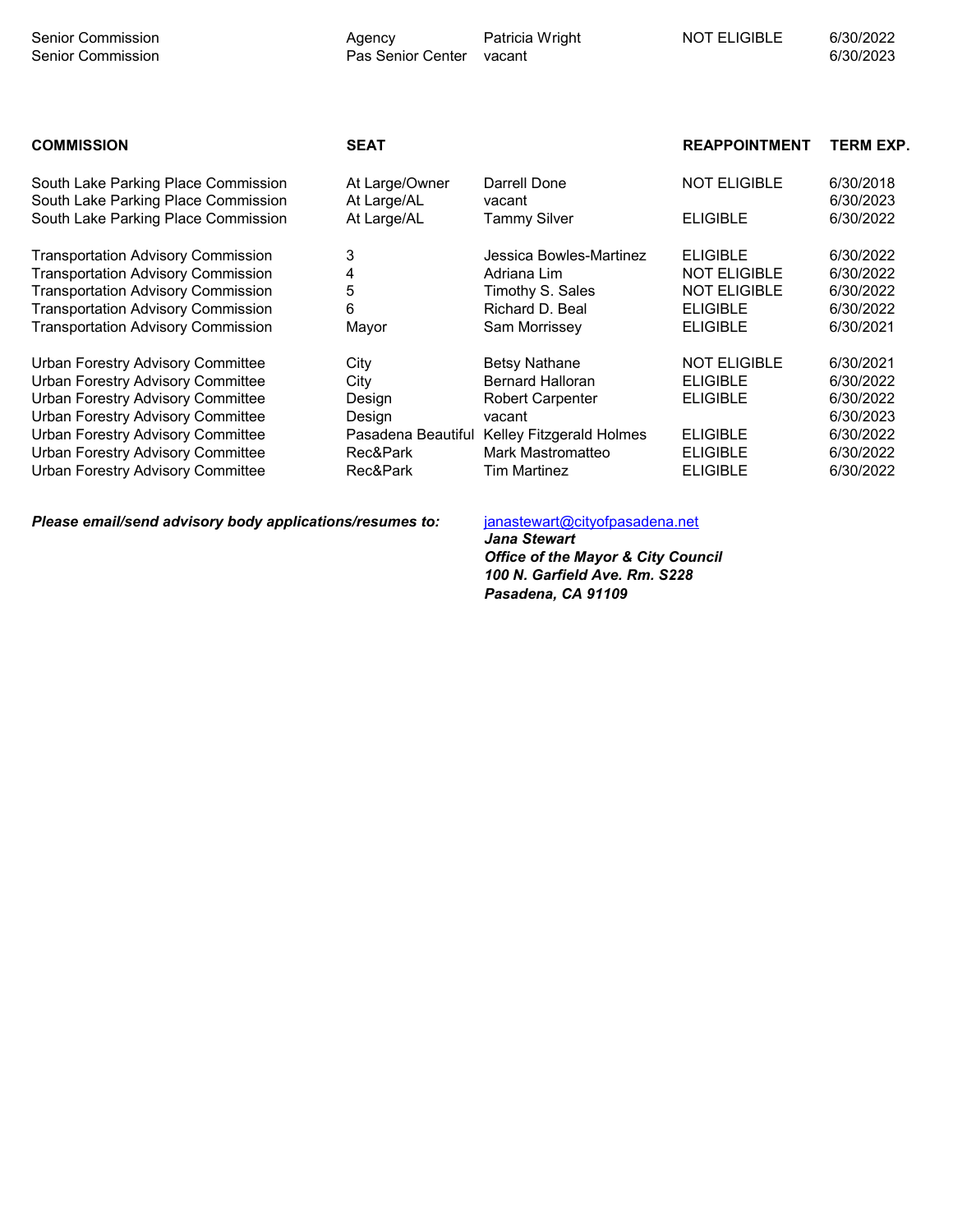| | | | | |
|---|---|---|---|---|
| Senior Commission | Agency | Patricia Wright | NOT ELIGIBLE | 6/30/2022 |
| Senior Commission | Pas Senior Center | vacant | | 6/30/2023 |

| **COMMISSION** | **SEAT** | | **REAPPOINTMENT** | **TERM EXP.** |
|---|---|---|---|---|
| South Lake Parking Place Commission | At Large/Owner | Darrell Done | NOT ELIGIBLE | 6/30/2018 |
| South Lake Parking Place Commission | At Large/AL | vacant | | 6/30/2023 |
| South Lake Parking Place Commission | At Large/AL | Tammy Silver | ELIGIBLE | 6/30/2022 |
| Transportation Advisory Commission | 3 | Jessica Bowles-Martinez | ELIGIBLE | 6/30/2022 |
| Transportation Advisory Commission | 4 | Adriana Lim | NOT ELIGIBLE | 6/30/2022 |
| Transportation Advisory Commission | 5 | Timothy S. Sales | NOT ELIGIBLE | 6/30/2022 |
| Transportation Advisory Commission | 6 | Richard D. Beal | ELIGIBLE | 6/30/2022 |
| Transportation Advisory Commission | Mayor | Sam Morrissey | ELIGIBLE | 6/30/2021 |
| Urban Forestry Advisory Committee | City | Betsy Nathane | NOT ELIGIBLE | 6/30/2021 |
| Urban Forestry Advisory Committee | City | Bernard Halloran | ELIGIBLE | 6/30/2022 |
| Urban Forestry Advisory Committee | Design | Robert Carpenter | ELIGIBLE | 6/30/2022 |
| Urban Forestry Advisory Committee | Design | vacant | | 6/30/2023 |
| Urban Forestry Advisory Committee | Pasadena Beautiful | Kelley Fitzgerald Holmes | ELIGIBLE | 6/30/2022 |
| Urban Forestry Advisory Committee | Rec&Park | Mark Mastromatteo | ELIGIBLE | 6/30/2022 |
| Urban Forestry Advisory Committee | Rec&Park | Tim Martinez | ELIGIBLE | 6/30/2022 |

***Please email/send advisory body applications/resumes to:***

janastewart@cityofpasadena.net
***Jana Stewart***
***Office of the Mayor & City Council***
***100 N. Garfield Ave. Rm. S228***
***Pasadena, CA 91109***